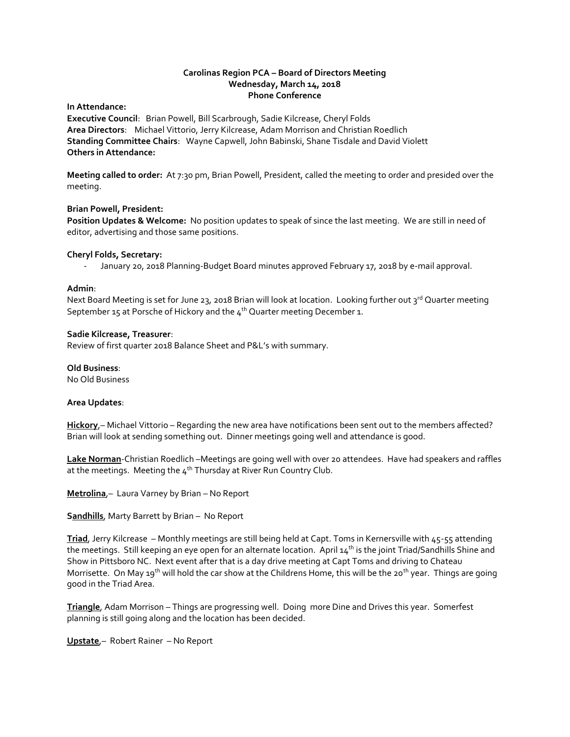**Carolinas Region PCA – Board of Directors Meeting**
**Wednesday, March 14, 2018**
**Phone Conference**

**In Attendance:**
**Executive Council**: Brian Powell, Bill Scarbrough, Sadie Kilcrease, Cheryl Folds
**Area Directors**: Michael Vittorio, Jerry Kilcrease, Adam Morrison and Christian Roedlich
**Standing Committee Chairs**: Wayne Capwell, John Babinski, Shane Tisdale and David Violett
**Others in Attendance:**

**Meeting called to order:** At 7:30 pm, Brian Powell, President, called the meeting to order and presided over the meeting.

**Brian Powell, President:**
**Position Updates & Welcome:** No position updates to speak of since the last meeting. We are still in need of editor, advertising and those same positions.

**Cheryl Folds, Secretary:**

- January 20, 2018 Planning-Budget Board minutes approved February 17, 2018 by e-mail approval.

**Admin**:
Next Board Meeting is set for June 23, 2018 Brian will look at location. Looking further out 3rd Quarter meeting September 15 at Porsche of Hickory and the 4th Quarter meeting December 1.

**Sadie Kilcrease, Treasurer**:
Review of first quarter 2018 Balance Sheet and P&L's with summary.

**Old Business**:
No Old Business

**Area Updates**:

**Hickory**,– Michael Vittorio – Regarding the new area have notifications been sent out to the members affected? Brian will look at sending something out. Dinner meetings going well and attendance is good.

**Lake Norman**-Christian Roedlich –Meetings are going well with over 20 attendees. Have had speakers and raffles at the meetings. Meeting the 4th Thursday at River Run Country Club.

**Metrolina**,– Laura Varney by Brian – No Report

**Sandhills**, Marty Barrett by Brian – No Report

**Triad**, Jerry Kilcrease – Monthly meetings are still being held at Capt. Toms in Kernersville with 45-55 attending the meetings. Still keeping an eye open for an alternate location. April 14th is the joint Triad/Sandhills Shine and Show in Pittsboro NC. Next event after that is a day drive meeting at Capt Toms and driving to Chateau Morrisette. On May 19th will hold the car show at the Childrens Home, this will be the 20th year. Things are going good in the Triad Area.

**Triangle**, Adam Morrison – Things are progressing well. Doing more Dine and Drives this year. Somerfest planning is still going along and the location has been decided.

**Upstate**,– Robert Rainer – No Report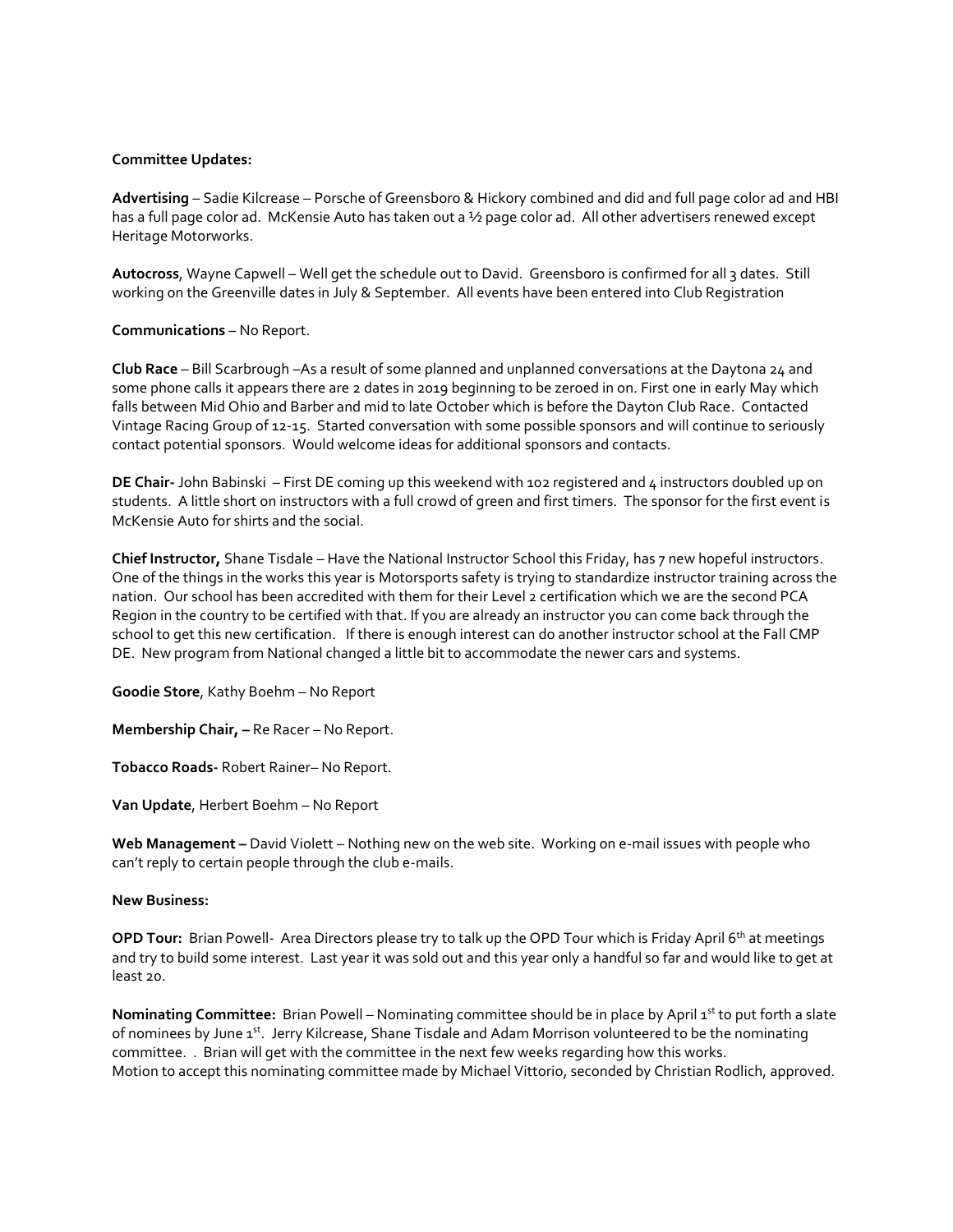**Committee Updates:**

**Advertising** – Sadie Kilcrease – Porsche of Greensboro & Hickory combined and did and full page color ad and HBI has a full page color ad. McKensie Auto has taken out a ½ page color ad. All other advertisers renewed except Heritage Motorworks.

**Autocross**, Wayne Capwell – Well get the schedule out to David. Greensboro is confirmed for all 3 dates. Still working on the Greenville dates in July & September. All events have been entered into Club Registration

**Communications** – No Report.

**Club Race** – Bill Scarbrough –As a result of some planned and unplanned conversations at the Daytona 24 and some phone calls it appears there are 2 dates in 2019 beginning to be zeroed in on. First one in early May which falls between Mid Ohio and Barber and mid to late October which is before the Dayton Club Race. Contacted Vintage Racing Group of 12-15. Started conversation with some possible sponsors and will continue to seriously contact potential sponsors. Would welcome ideas for additional sponsors and contacts.

**DE Chair-** John Babinski – First DE coming up this weekend with 102 registered and 4 instructors doubled up on students. A little short on instructors with a full crowd of green and first timers. The sponsor for the first event is McKensie Auto for shirts and the social.

**Chief Instructor,** Shane Tisdale – Have the National Instructor School this Friday, has 7 new hopeful instructors. One of the things in the works this year is Motorsports safety is trying to standardize instructor training across the nation. Our school has been accredited with them for their Level 2 certification which we are the second PCA Region in the country to be certified with that. If you are already an instructor you can come back through the school to get this new certification. If there is enough interest can do another instructor school at the Fall CMP DE. New program from National changed a little bit to accommodate the newer cars and systems.

**Goodie Store**, Kathy Boehm – No Report

**Membership Chair, –** Re Racer – No Report.

**Tobacco Roads-** Robert Rainer– No Report.

**Van Update**, Herbert Boehm – No Report

**Web Management –** David Violett – Nothing new on the web site. Working on e-mail issues with people who can't reply to certain people through the club e-mails.

**New Business:**

**OPD Tour:** Brian Powell- Area Directors please try to talk up the OPD Tour which is Friday April 6th at meetings and try to build some interest. Last year it was sold out and this year only a handful so far and would like to get at least 20.

**Nominating Committee:** Brian Powell – Nominating committee should be in place by April 1st to put forth a slate of nominees by June 1st. Jerry Kilcrease, Shane Tisdale and Adam Morrison volunteered to be the nominating committee. . Brian will get with the committee in the next few weeks regarding how this works.
Motion to accept this nominating committee made by Michael Vittorio, seconded by Christian Rodlich, approved.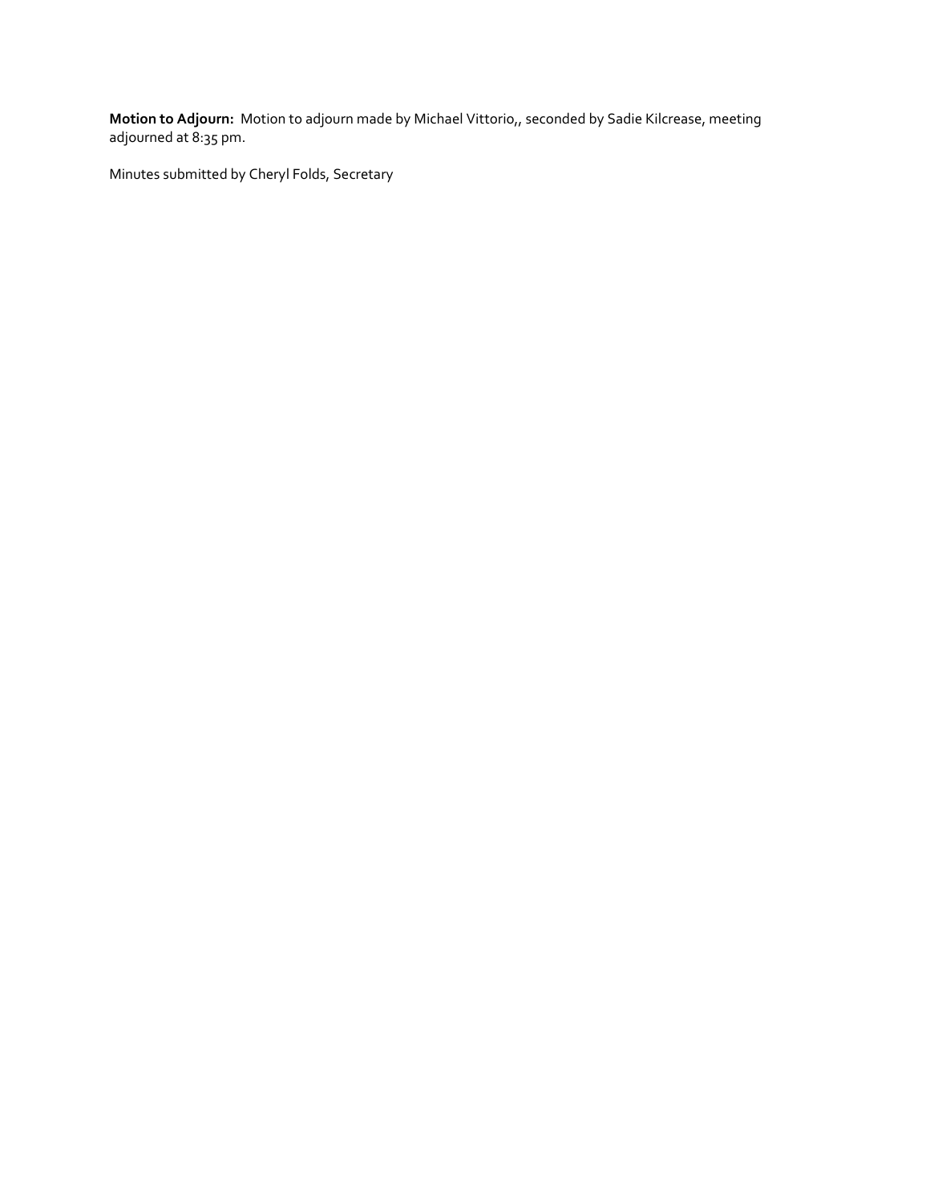**Motion to Adjourn:** Motion to adjourn made by Michael Vittorio,, seconded by Sadie Kilcrease, meeting adjourned at 8:35 pm.

Minutes submitted by Cheryl Folds, Secretary